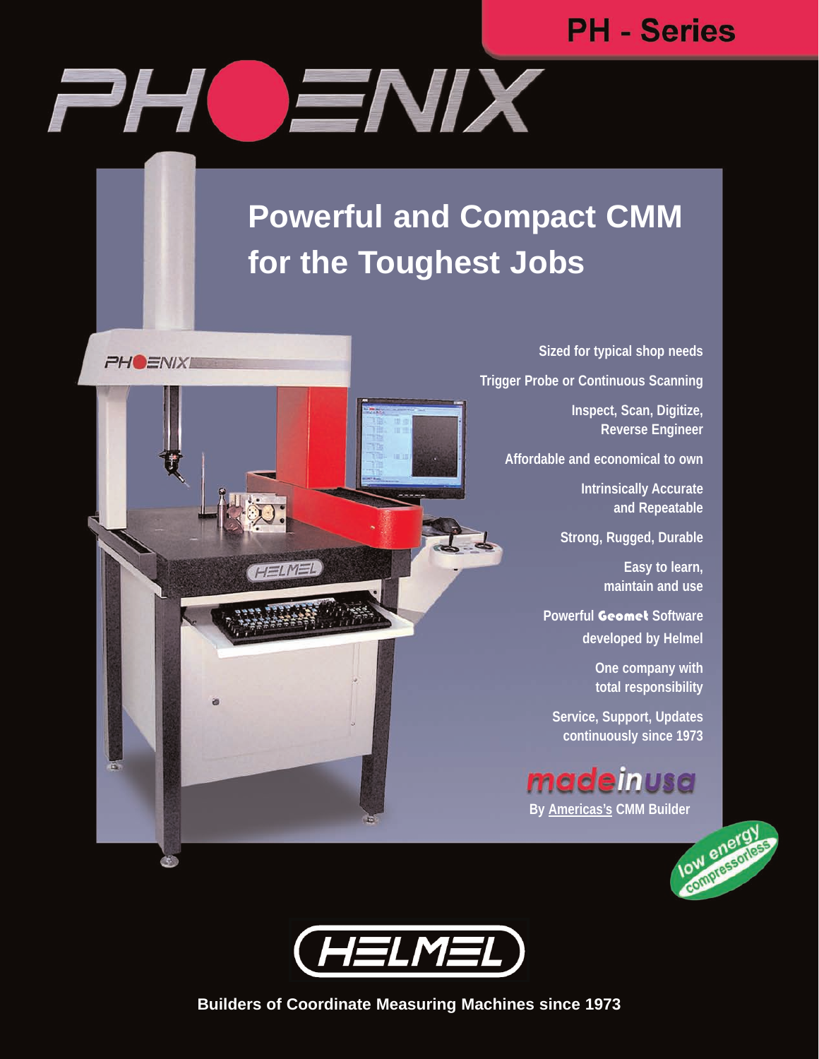PH - Series

# PHOENIX

## Powerful and Compact CMM for the Toughest Jobs

- Sized for typical shop needs
- Trigger Probe or Continuous Scanning
- Inspect, Scan, Digitize, Reverse Engineer
- Affordable and economical to own
- Intrinsically Accurate and Repeatable
- Strong, Rugged, Durable
- Easy to learn, maintain and use
- Powerful Geomet Software developed by Helmel
- One company with total responsibility
- Service, Support, Updates continuously since 1973

madeinusa

By Americas's CMM Builder

low energy compressorless

HELMEL

**Builders of Coordinate Measuring Machines since 1973**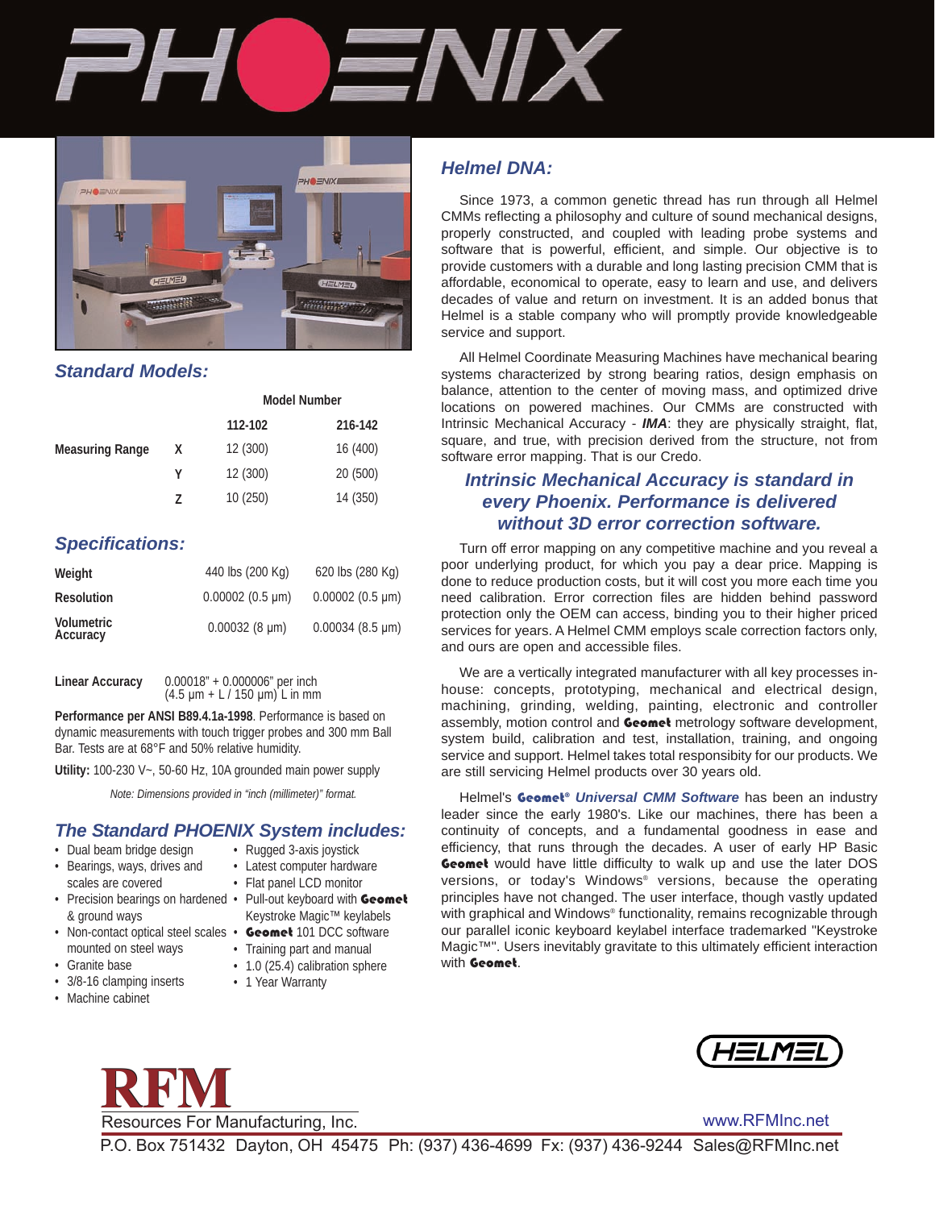# PHOENIX

## Standard Models:

| | | Model Number | |
|---|---|---|---|
| | | 112-102 | 216-142 |
| Measuring Range | X | 12 (300) | 16 (400) |
| | Y | 12 (300) | 20 (500) |
| | Z | 10 (250) | 14 (350) |

## Specifications:

| | | |
|---|---|---|
| Weight | 440 lbs (200 Kg) | 620 lbs (280 Kg) |
| Resolution | 0.00002 (0.5 µm) | 0.00002 (0.5 µm) |
| Volumetric Accuracy | 0.00032 (8 µm) | 0.00034 (8.5 µm) |

**Linear Accuracy** 0.00018" + 0.000006" per inch (4.5 µm + L / 150 µm) L in mm

**Performance per ANSI B89.4.1a-1998**. Performance is based on dynamic measurements with touch trigger probes and 300 mm Ball Bar. Tests are at 68°F and 50% relative humidity.

**Utility:** 100-230 V~, 50-60 Hz, 10A grounded main power supply

*Note: Dimensions provided in "inch (millimeter)" format.*

## The Standard PHOENIX System includes:

- Dual beam bridge design
- Bearings, ways, drives and scales are covered
- Precision bearings on hardened & ground ways
- Non-contact optical steel scales mounted on steel ways
- Granite base
- 3/8-16 clamping inserts
- Machine cabinet
- Rugged 3-axis joystick
- Latest computer hardware
- Flat panel LCD monitor
- Pull-out keyboard with **Geomet** Keystroke Magic™ keylabels
- **Geomet** 101 DCC software
- Training part and manual
- 1.0 (25.4) calibration sphere
- 1 Year Warranty

## Helmel DNA:

Since 1973, a common genetic thread has run through all Helmel CMMs reflecting a philosophy and culture of sound mechanical designs, properly constructed, and coupled with leading probe systems and software that is powerful, efficient, and simple. Our objective is to provide customers with a durable and long lasting precision CMM that is affordable, economical to operate, easy to learn and use, and delivers decades of value and return on investment. It is an added bonus that Helmel is a stable company who will promptly provide knowledgeable service and support.

All Helmel Coordinate Measuring Machines have mechanical bearing systems characterized by strong bearing ratios, design emphasis on balance, attention to the center of moving mass, and optimized drive locations on powered machines. Our CMMs are constructed with Intrinsic Mechanical Accuracy - ***IMA***: they are physically straight, flat, square, and true, with precision derived from the structure, not from software error mapping. That is our Credo.

### *Intrinsic Mechanical Accuracy is standard in every Phoenix. Performance is delivered without 3D error correction software.*

Turn off error mapping on any competitive machine and you reveal a poor underlying product, for which you pay a dear price. Mapping is done to reduce production costs, but it will cost you more each time you need calibration. Error correction files are hidden behind password protection only the OEM can access, binding you to their higher priced services for years. A Helmel CMM employs scale correction factors only, and ours are open and accessible files.

We are a vertically integrated manufacturer with all key processes in-house: concepts, prototyping, mechanical and electrical design, machining, grinding, welding, painting, electronic and controller assembly, motion control and **Geomet** metrology software development, system build, calibration and test, installation, training, and ongoing service and support. Helmel takes total responsibity for our products. We are still servicing Helmel products over 30 years old.

Helmel's ***Geomet® Universal CMM Software*** has been an industry leader since the early 1980's. Like our machines, there has been a continuity of concepts, and a fundamental goodness in ease and efficiency, that runs through the decades. A user of early HP Basic **Geomet** would have little difficulty to walk up and use the later DOS versions, or today's Windows® versions, because the operating principles have not changed. The user interface, though vastly updated with graphical and Windows® functionality, remains recognizable through our parallel iconic keyboard keylabel interface trademarked "Keystroke Magic™". Users inevitably gravitate to this ultimately efficient interaction with **Geomet**.

HELMEL

**RFM**
Resources For Manufacturing, Inc.
P.O. Box 751432 Dayton, OH 45475 Ph: (937) 436-4699 Fx: (937) 436-9244 Sales@RFMInc.net
www.RFMInc.net